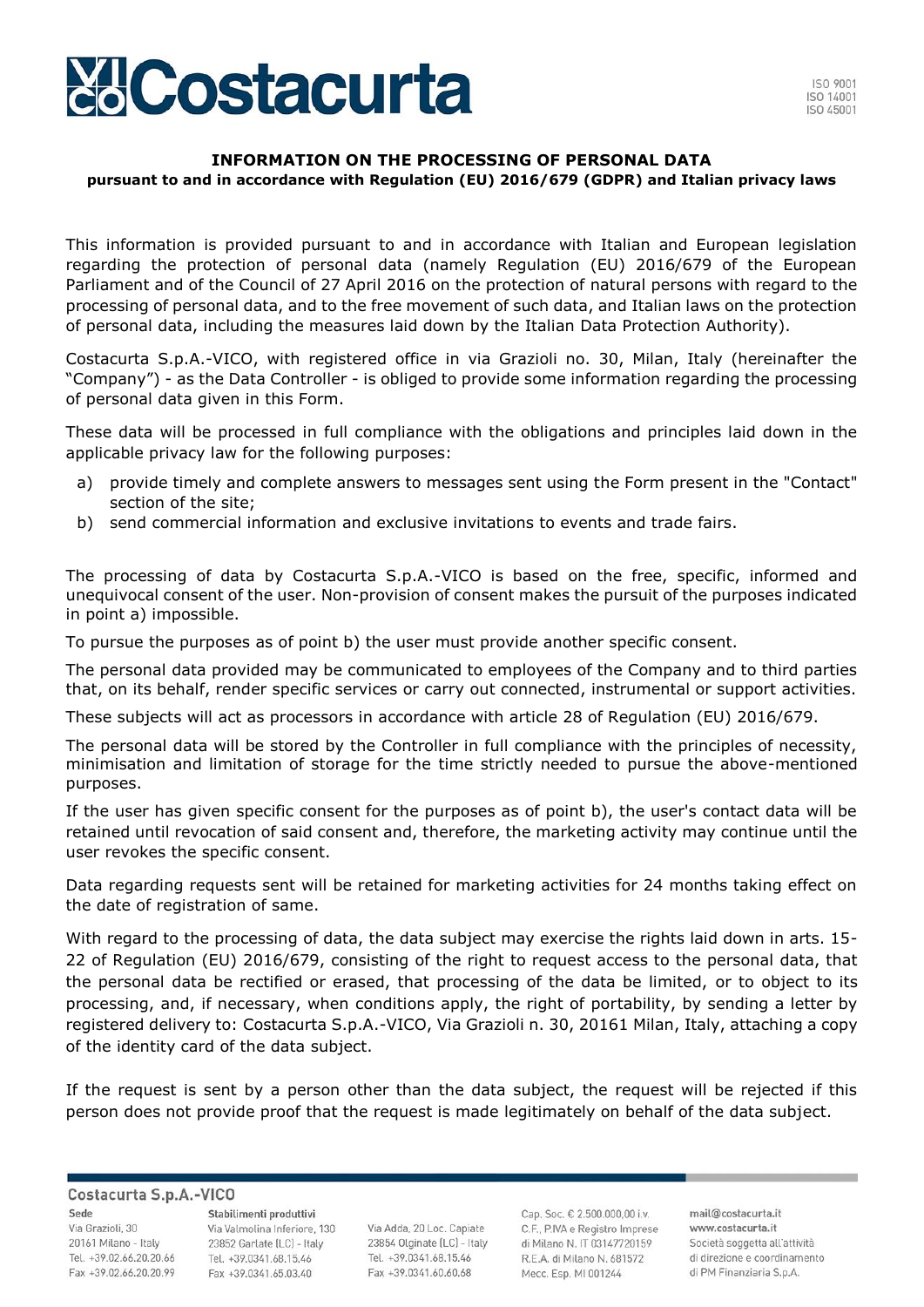# INFORMATION ON THE PROCESSING OF PERSONAL DATA

**pursuant to and in accordance with Regulation (EU) 2016/679 (GDPR) and Italian privacy laws**

This information is provided pursuant to and in accordance with Italian and European legislation regarding the protection of personal data (namely Regulation (EU) 2016/679 of the European Parliament and of the Council of 27 April 2016 on the protection of natural persons with regard to the processing of personal data, and to the free movement of such data, and Italian laws on the protection of personal data, including the measures laid down by the Italian Data Protection Authority).

Costacurta S.p.A.-VICO, with registered office in via Grazioli no. 30, Milan, Italy (hereinafter the "Company") - as the Data Controller - is obliged to provide some information regarding the processing of personal data given in this Form.

These data will be processed in full compliance with the obligations and principles laid down in the applicable privacy law for the following purposes:

a) provide timely and complete answers to messages sent using the Form present in the "Contact" section of the site;
b) send commercial information and exclusive invitations to events and trade fairs.

The processing of data by Costacurta S.p.A.-VICO is based on the free, specific, informed and unequivocal consent of the user. Non-provision of consent makes the pursuit of the purposes indicated in point a) impossible.

To pursue the purposes as of point b) the user must provide another specific consent.

The personal data provided may be communicated to employees of the Company and to third parties that, on its behalf, render specific services or carry out connected, instrumental or support activities.

These subjects will act as processors in accordance with article 28 of Regulation (EU) 2016/679.

The personal data will be stored by the Controller in full compliance with the principles of necessity, minimisation and limitation of storage for the time strictly needed to pursue the above-mentioned purposes.

If the user has given specific consent for the purposes as of point b), the user's contact data will be retained until revocation of said consent and, therefore, the marketing activity may continue until the user revokes the specific consent.

Data regarding requests sent will be retained for marketing activities for 24 months taking effect on the date of registration of same.

With regard to the processing of data, the data subject may exercise the rights laid down in arts. 15-22 of Regulation (EU) 2016/679, consisting of the right to request access to the personal data, that the personal data be rectified or erased, that processing of the data be limited, or to object to its processing, and, if necessary, when conditions apply, the right of portability, by sending a letter by registered delivery to: Costacurta S.p.A.-VICO, Via Grazioli n. 30, 20161 Milan, Italy, attaching a copy of the identity card of the data subject.

If the request is sent by a person other than the data subject, the request will be rejected if this person does not provide proof that the request is made legitimately on behalf of the data subject.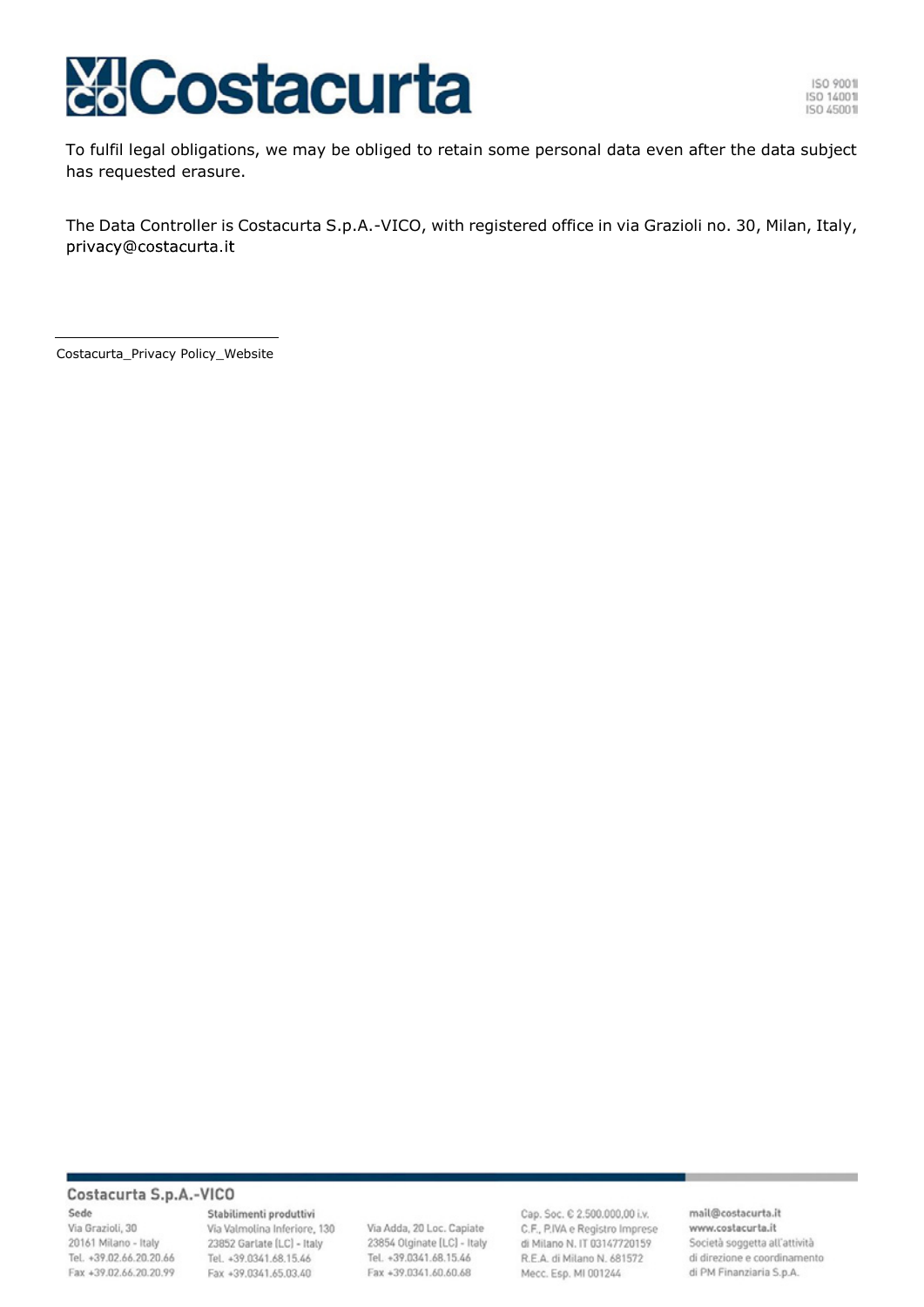To fulfil legal obligations, we may be obliged to retain some personal data even after the data subject has requested erasure.

The Data Controller is Costacurta S.p.A.-VICO, with registered office in via Grazioli no. 30, Milan, Italy, privacy@costacurta.it

Costacurta_Privacy Policy_Website